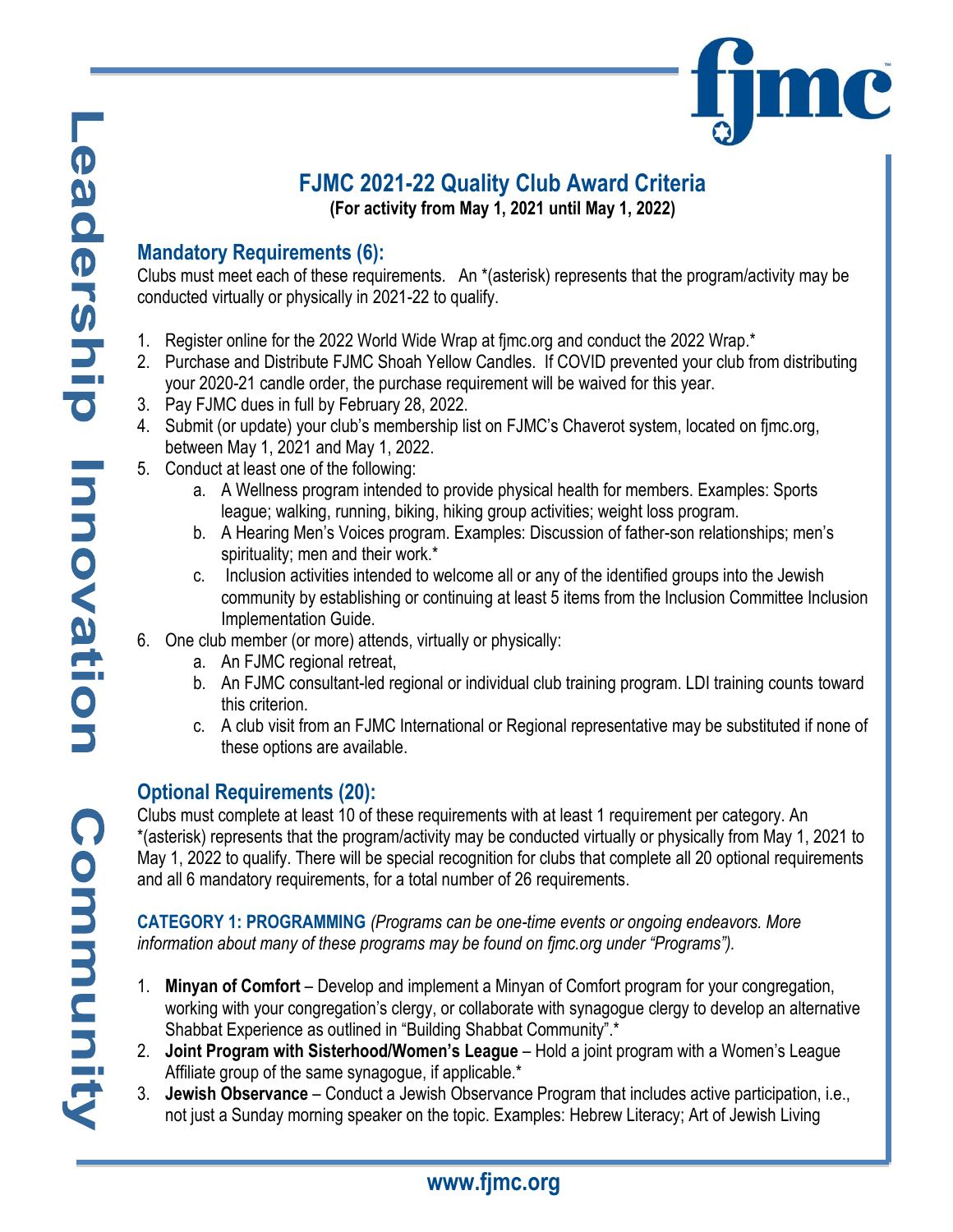# FJMC 2021-22 Quality Club Award Criteria

**(For activity from May 1, 2021 until May 1, 2022)**

## Mandatory Requirements (6):

Clubs must meet each of these requirements. An *(asterisk) represents that the program/activity may be conducted virtually or physically in 2021-22 to qualify.

1. Register online for the 2022 World Wide Wrap at fjmc.org and conduct the 2022 Wrap.*
2. Purchase and Distribute FJMC Shoah Yellow Candles. If COVID prevented your club from distributing your 2020-21 candle order, the purchase requirement will be waived for this year.
3. Pay FJMC dues in full by February 28, 2022.
4. Submit (or update) your club's membership list on FJMC's Chaverot system, located on fjmc.org, between May 1, 2021 and May 1, 2022.
5. Conduct at least one of the following:
   a. A Wellness program intended to provide physical health for members. Examples: Sports league; walking, running, biking, hiking group activities; weight loss program.
   b. A Hearing Men's Voices program. Examples: Discussion of father-son relationships; men's spirituality; men and their work.*
   c. Inclusion activities intended to welcome all or any of the identified groups into the Jewish community by establishing or continuing at least 5 items from the Inclusion Committee Inclusion Implementation Guide.
6. One club member (or more) attends, virtually or physically:
   a. An FJMC regional retreat,
   b. An FJMC consultant-led regional or individual club training program. LDI training counts toward this criterion.
   c. A club visit from an FJMC International or Regional representative may be substituted if none of these options are available.

## Optional Requirements (20):

Clubs must complete at least 10 of these requirements with at least 1 requirement per category. An *(asterisk) represents that the program/activity may be conducted virtually or physically from May 1, 2021 to May 1, 2022 to qualify. There will be special recognition for clubs that complete all 20 optional requirements and all 6 mandatory requirements, for a total number of 26 requirements.

**CATEGORY 1: PROGRAMMING** *(Programs can be one-time events or ongoing endeavors. More information about many of these programs may be found on fjmc.org under "Programs").*

1. **Minyan of Comfort** – Develop and implement a Minyan of Comfort program for your congregation, working with your congregation's clergy, or collaborate with synagogue clergy to develop an alternative Shabbat Experience as outlined in "Building Shabbat Community".*
2. **Joint Program with Sisterhood/Women's League** – Hold a joint program with a Women's League Affiliate group of the same synagogue, if applicable.*
3. **Jewish Observance** – Conduct a Jewish Observance Program that includes active participation, i.e., not just a Sunday morning speaker on the topic. Examples: Hebrew Literacy; Art of Jewish Living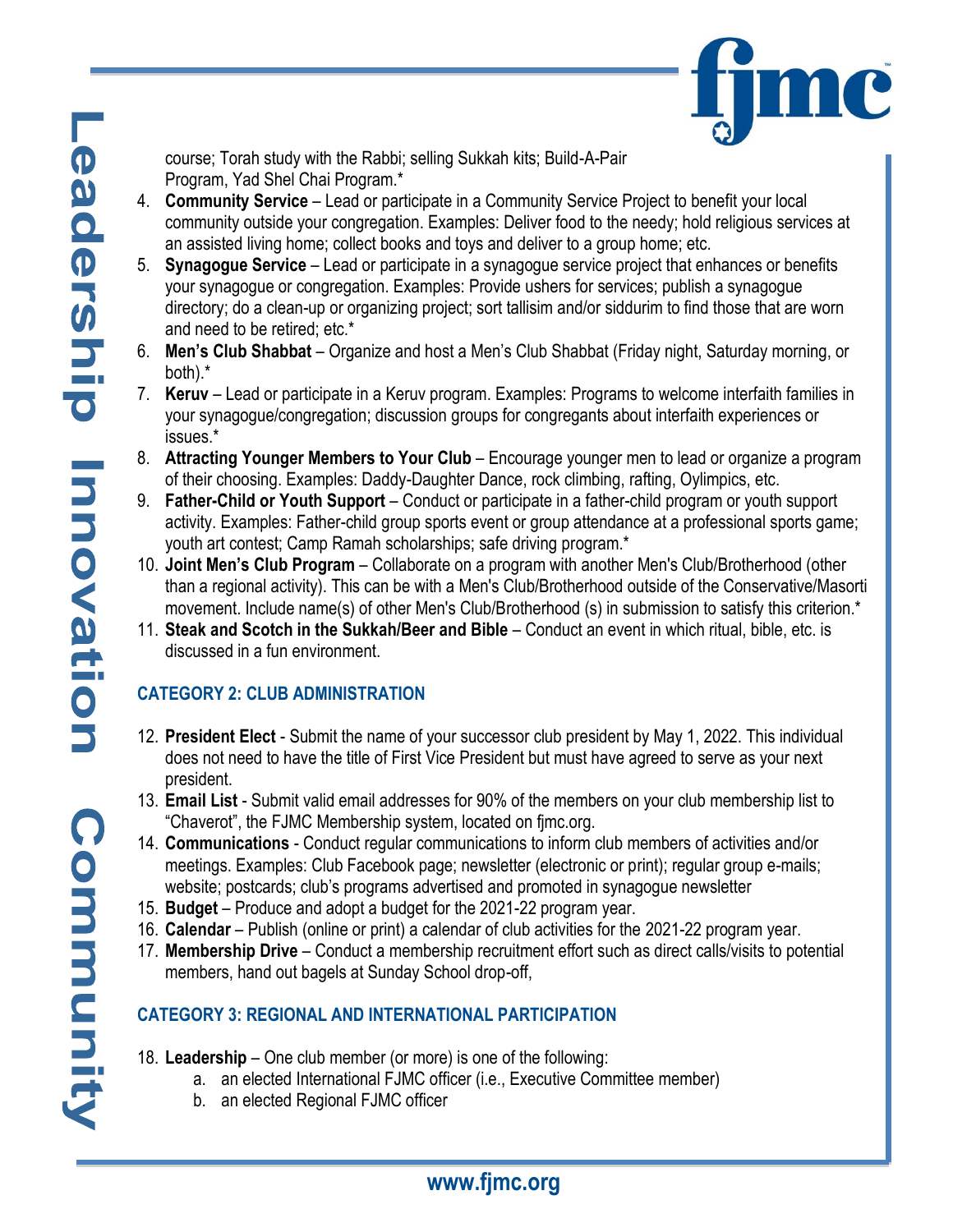course; Torah study with the Rabbi; selling Sukkah kits; Build-A-Pair Program, Yad Shel Chai Program.*

4. **Community Service** – Lead or participate in a Community Service Project to benefit your local community outside your congregation. Examples: Deliver food to the needy; hold religious services at an assisted living home; collect books and toys and deliver to a group home; etc.
5. **Synagogue Service** – Lead or participate in a synagogue service project that enhances or benefits your synagogue or congregation. Examples: Provide ushers for services; publish a synagogue directory; do a clean-up or organizing project; sort tallisim and/or siddurim to find those that are worn and need to be retired; etc.*
6. **Men's Club Shabbat** – Organize and host a Men's Club Shabbat (Friday night, Saturday morning, or both).*
7. **Keruv** – Lead or participate in a Keruv program. Examples: Programs to welcome interfaith families in your synagogue/congregation; discussion groups for congregants about interfaith experiences or issues.*
8. **Attracting Younger Members to Your Club** – Encourage younger men to lead or organize a program of their choosing. Examples: Daddy-Daughter Dance, rock climbing, rafting, Oylimpics, etc.
9. **Father-Child or Youth Support** – Conduct or participate in a father-child program or youth support activity. Examples: Father-child group sports event or group attendance at a professional sports game; youth art contest; Camp Ramah scholarships; safe driving program.*
10. **Joint Men's Club Program** – Collaborate on a program with another Men's Club/Brotherhood (other than a regional activity). This can be with a Men's Club/Brotherhood outside of the Conservative/Masorti movement. Include name(s) of other Men's Club/Brotherhood (s) in submission to satisfy this criterion.*
11. **Steak and Scotch in the Sukkah/Beer and Bible** – Conduct an event in which ritual, bible, etc. is discussed in a fun environment.

### CATEGORY 2: CLUB ADMINISTRATION

12. **President Elect** - Submit the name of your successor club president by May 1, 2022. This individual does not need to have the title of First Vice President but must have agreed to serve as your next president.
13. **Email List** - Submit valid email addresses for 90% of the members on your club membership list to "Chaverot", the FJMC Membership system, located on fjmc.org.
14. **Communications** - Conduct regular communications to inform club members of activities and/or meetings. Examples: Club Facebook page; newsletter (electronic or print); regular group e-mails; website; postcards; club's programs advertised and promoted in synagogue newsletter
15. **Budget** – Produce and adopt a budget for the 2021-22 program year.
16. **Calendar** – Publish (online or print) a calendar of club activities for the 2021-22 program year.
17. **Membership Drive** – Conduct a membership recruitment effort such as direct calls/visits to potential members, hand out bagels at Sunday School drop-off,

### CATEGORY 3: REGIONAL AND INTERNATIONAL PARTICIPATION

18. **Leadership** – One club member (or more) is one of the following:
    a. an elected International FJMC officer (i.e., Executive Committee member)
    b. an elected Regional FJMC officer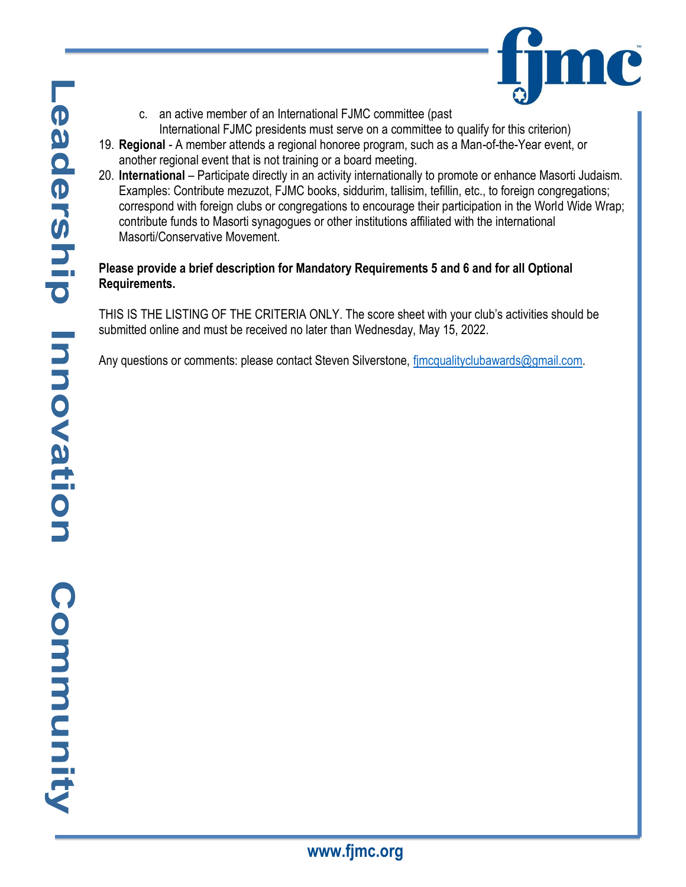c. an active member of an International FJMC committee (past International FJMC presidents must serve on a committee to qualify for this criterion)

19. **Regional** - A member attends a regional honoree program, such as a Man-of-the-Year event, or another regional event that is not training or a board meeting.
20. **International** – Participate directly in an activity internationally to promote or enhance Masorti Judaism. Examples: Contribute mezuzot, FJMC books, siddurim, tallisim, tefillin, etc., to foreign congregations; correspond with foreign clubs or congregations to encourage their participation in the World Wide Wrap; contribute funds to Masorti synagogues or other institutions affiliated with the international Masorti/Conservative Movement.

**Please provide a brief description for Mandatory Requirements 5 and 6 and for all Optional Requirements.**

THIS IS THE LISTING OF THE CRITERIA ONLY. The score sheet with your club's activities should be submitted online and must be received no later than Wednesday, May 15, 2022.

Any questions or comments: please contact Steven Silverstone, fjmcqualityclubawards@gmail.com.